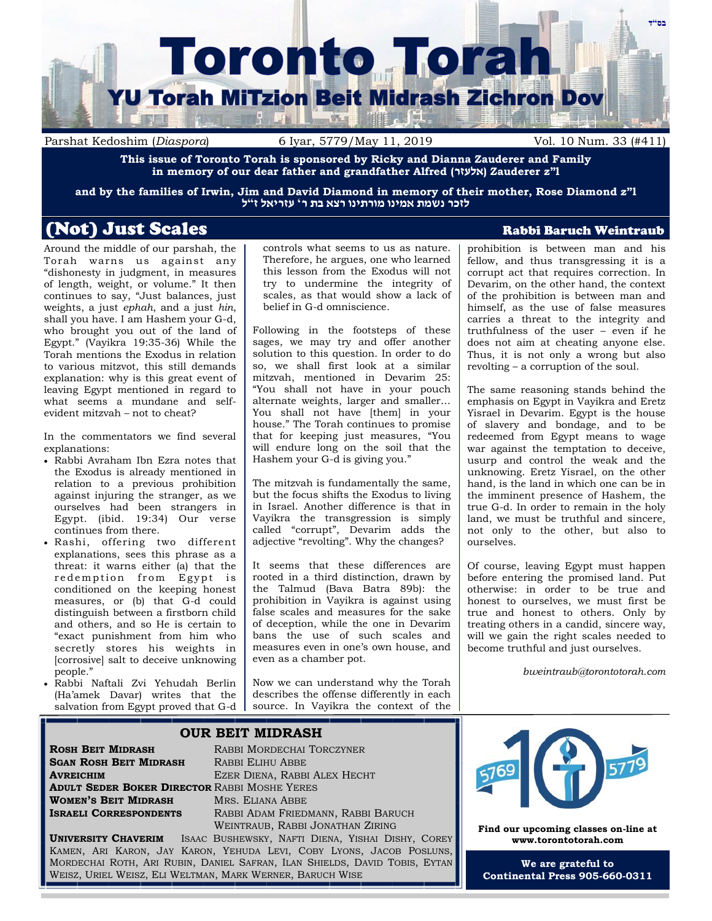בס"ד

# Toronto Torah

## YU Torah MiTzion Beit Midrash Zichron Dov

Parshat Kedoshim (*Diaspora*) 6 Iyar, 5779/May 11, 2019 Vol. 10 Num. 33 (#411)

**This issue of Toronto Torah is sponsored by Ricky and Dianna Zauderer and Family in memory of our dear father and grandfather Alfred (אלעזר) Zauderer z"l**

**and by the families of Irwin, Jim and David Diamond in memory of their mother, Rose Diamond z"l**
**לזכר נשמת אמינו מורתינו רצא בת ר' עזריאל ז"ל**

## (Not) Just Scales

**Rabbi Baruch Weintraub**

Around the middle of our parshah, the Torah warns us against any "dishonesty in judgment, in measures of length, weight, or volume." It then continues to say, "Just balances, just weights, a just *ephah*, and a just *hin*, shall you have. I am Hashem your G-d, who brought you out of the land of Egypt." (Vayikra 19:35-36) While the Torah mentions the Exodus in relation to various mitzvot, this still demands explanation: why is this great event of leaving Egypt mentioned in regard to what seems a mundane and self-evident mitzvah – not to cheat?

In the commentators we find several explanations:

- Rabbi Avraham Ibn Ezra notes that the Exodus is already mentioned in relation to a previous prohibition against injuring the stranger, as we ourselves had been strangers in Egypt. (ibid. 19:34) Our verse continues from there.
- Rashi, offering two different explanations, sees this phrase as a threat: it warns either (a) that the redemption from Egypt is conditioned on the keeping honest measures, or (b) that G-d could distinguish between a firstborn child and others, and so He is certain to "exact punishment from him who secretly stores his weights in [corrosive] salt to deceive unknowing people."
- Rabbi Naftali Zvi Yehudah Berlin (Ha'amek Davar) writes that the salvation from Egypt proved that G-d controls what seems to us as nature. Therefore, he argues, one who learned this lesson from the Exodus will not try to undermine the integrity of scales, as that would show a lack of belief in G-d omniscience.

Following in the footsteps of these sages, we may try and offer another solution to this question. In order to do so, we shall first look at a similar mitzvah, mentioned in Devarim 25: "You shall not have in your pouch alternate weights, larger and smaller… You shall not have [them] in your house." The Torah continues to promise that for keeping just measures, "You will endure long on the soil that the Hashem your G-d is giving you."

The mitzvah is fundamentally the same, but the focus shifts the Exodus to living in Israel. Another difference is that in Vayikra the transgression is simply called "corrupt", Devarim adds the adjective "revolting". Why the changes?

It seems that these differences are rooted in a third distinction, drawn by the Talmud (Bava Batra 89b): the prohibition in Vayikra is against using false scales and measures for the sake of deception, while the one in Devarim bans the use of such scales and measures even in one's own house, and even as a chamber pot.

Now we can understand why the Torah describes the offense differently in each source. In Vayikra the context of the prohibition is between man and his fellow, and thus transgressing it is a corrupt act that requires correction. In Devarim, on the other hand, the context of the prohibition is between man and himself, as the use of false measures carries a threat to the integrity and truthfulness of the user – even if he does not aim at cheating anyone else. Thus, it is not only a wrong but also revolting – a corruption of the soul.

The same reasoning stands behind the emphasis on Egypt in Vayikra and Eretz Yisrael in Devarim. Egypt is the house of slavery and bondage, and to be redeemed from Egypt means to wage war against the temptation to deceive, usurp and control the weak and the unknowing. Eretz Yisrael, on the other hand, is the land in which one can be in the imminent presence of Hashem, the true G-d. In order to remain in the holy land, we must be truthful and sincere, not only to the other, but also to ourselves.

Of course, leaving Egypt must happen before entering the promised land. Put otherwise: in order to be true and honest to ourselves, we must first be true and honest to others. Only by treating others in a candid, sincere way, will we gain the right scales needed to become truthful and just ourselves.

*bweintraub@torontotorah.com*

## OUR BEIT MIDRASH

**ROSH BEIT MIDRASH** RABBI MORDECHAI TORCZYNER
**SGAN ROSH BEIT MIDRASH** RABBI ELIHU ABBE
**AVREICHIM** EZER DIENA, RABBI ALEX HECHT
**ADULT SEDER BOKER DIRECTOR** RABBI MOSHE YERES
**WOMEN'S BEIT MIDRASH** MRS. ELIANA ABBE
**ISRAELI CORRESPONDENTS** RABBI ADAM FRIEDMANN, RABBI BARUCH WEINTRAUB, RABBI JONATHAN ZIRING
**UNIVERSITY CHAVERIM** ISAAC BUSHEWSKY, NAFTI DIENA, YISHAI DISHY, COREY KAMEN, ARI KARON, JAY KARON, YEHUDA LEVI, COBY LYONS, JACOB POSLUNS, MORDECHAI ROTH, ARI RUBIN, DANIEL SAFRAN, ILAN SHIELDS, DAVID TOBIS, EYTAN WEISZ, URIEL WEISZ, ELI WELTMAN, MARK WERNER, BARUCH WISE

5769 5779

**Find our upcoming classes on-line at www.torontotorah.com**

**We are grateful to Continental Press 905-660-0311**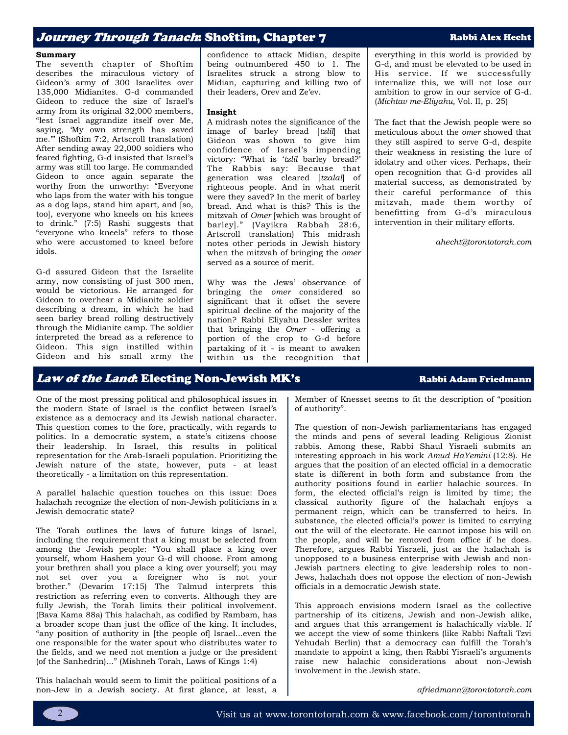## *Journey Through Tanach*: Shoftim, Chapter 7

**Rabbi Alex Hecht**

**Summary**

The seventh chapter of Shoftim describes the miraculous victory of Gideon's army of 300 Israelites over 135,000 Midianites. G-d commanded Gideon to reduce the size of Israel's army from its original 32,000 members, "lest Israel aggrandize itself over Me, saying, 'My own strength has saved me.'" (Shoftim 7:2, Artscroll translation) After sending away 22,000 soldiers who feared fighting, G-d insisted that Israel's army was still too large. He commanded Gideon to once again separate the worthy from the unworthy: "Everyone who laps from the water with his tongue as a dog laps, stand him apart, and [so, too], everyone who kneels on his knees to drink." (7:5) Rashi suggests that "everyone who kneels" refers to those who were accustomed to kneel before idols.

G-d assured Gideon that the Israelite army, now consisting of just 300 men, would be victorious. He arranged for Gideon to overhear a Midianite soldier describing a dream, in which he had seen barley bread rolling destructively through the Midianite camp. The soldier interpreted the bread as a reference to Gideon. This sign instilled within Gideon and his small army the confidence to attack Midian, despite being outnumbered 450 to 1. The Israelites struck a strong blow to Midian, capturing and killing two of their leaders, Orev and Ze'ev.

**Insight**

A midrash notes the significance of the image of barley bread [*tzlil*] that Gideon was shown to give him confidence of Israel's impending victory: "What is '*tzlil* barley bread?' The Rabbis say: Because that generation was cleared [*tzalal*] of righteous people. And in what merit were they saved? In the merit of barley bread. And what is this? This is the mitzvah of *Omer* [which was brought of barley]." (Vayikra Rabbah 28:6, Artscroll translation) This midrash notes other periods in Jewish history when the mitzvah of bringing the *omer* served as a source of merit.

Why was the Jews' observance of bringing the *omer* considered so significant that it offset the severe spiritual decline of the majority of the nation? Rabbi Eliyahu Dessler writes that bringing the *Omer* - offering a portion of the crop to G-d before partaking of it - is meant to awaken within us the recognition that everything in this world is provided by G-d, and must be elevated to be used in His service. If we successfully internalize this, we will not lose our ambition to grow in our service of G-d. (*Michtav me-Eliyahu,* Vol. II, p. 25)

The fact that the Jewish people were so meticulous about the *omer* showed that they still aspired to serve G-d, despite their weakness in resisting the lure of idolatry and other vices. Perhaps, their open recognition that G-d provides all material success, as demonstrated by their careful performance of this mitzvah, made them worthy of benefitting from G-d's miraculous intervention in their military efforts.

*ahecht@torontotorah.com*

## *Law of the Land*: Electing Non-Jewish MK's

**Rabbi Adam Friedmann**

One of the most pressing political and philosophical issues in the modern State of Israel is the conflict between Israel's existence as a democracy and its Jewish national character. This question comes to the fore, practically, with regards to politics. In a democratic system, a state's citizens choose their leadership. In Israel, this results in political representation for the Arab-Israeli population. Prioritizing the Jewish nature of the state, however, puts - at least theoretically - a limitation on this representation.

A parallel halachic question touches on this issue: Does halachah recognize the election of non-Jewish politicians in a Jewish democratic state?

The Torah outlines the laws of future kings of Israel, including the requirement that a king must be selected from among the Jewish people: "You shall place a king over yourself, whom Hashem your G-d will choose. From among your brethren shall you place a king over yourself; you may not set over you a foreigner who is not your brother." (Devarim 17:15) The Talmud interprets this restriction as referring even to converts. Although they are fully Jewish, the Torah limits their political involvement. (Bava Kama 88a) This halachah, as codified by Rambam, has a broader scope than just the office of the king. It includes, "any position of authority in [the people of] Israel…even the one responsible for the water spout who distributes water to the fields, and we need not mention a judge or the president (of the Sanhedrin)…" (Mishneh Torah, Laws of Kings 1:4)

This halachah would seem to limit the political positions of a non-Jew in a Jewish society. At first glance, at least, a Member of Knesset seems to fit the description of "position of authority".

The question of non-Jewish parliamentarians has engaged the minds and pens of several leading Religious Zionist rabbis. Among these, Rabbi Shaul Yisraeli submits an interesting approach in his work *Amud HaYemini* (12:8). He argues that the position of an elected official in a democratic state is different in both form and substance from the authority positions found in earlier halachic sources. In form, the elected official's reign is limited by time; the classical authority figure of the halachah enjoys a permanent reign, which can be transferred to heirs. In substance, the elected official's power is limited to carrying out the will of the electorate. He cannot impose his will on the people, and will be removed from office if he does. Therefore, argues Rabbi Yisraeli, just as the halachah is unopposed to a business enterprise with Jewish and non-Jewish partners electing to give leadership roles to non-Jews, halachah does not oppose the election of non-Jewish officials in a democratic Jewish state.

This approach envisions modern Israel as the collective partnership of its citizens, Jewish and non-Jewish alike, and argues that this arrangement is halachically viable. If we accept the view of some thinkers (like Rabbi Naftali Tzvi Yehudah Berlin) that a democracy can fulfill the Torah's mandate to appoint a king, then Rabbi Yisraeli's arguments raise new halachic considerations about non-Jewish involvement in the Jewish state.

*afriedmann@torontotorah.com*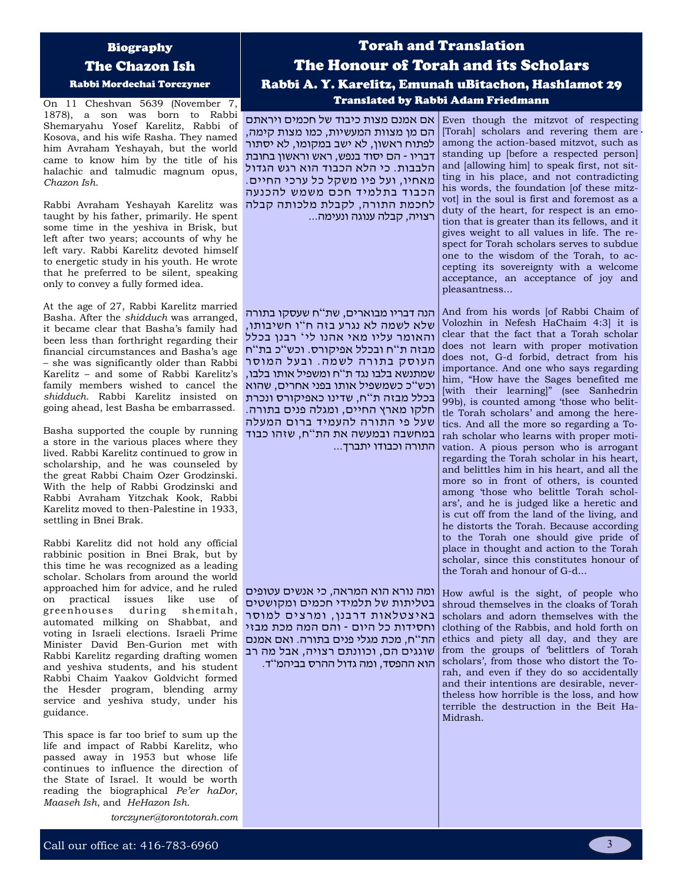## Biography
# The Chazon Ish
### Rabbi Mordechai Torczyner

On 11 Cheshvan 5639 (November 7, 1878), a son was born to Rabbi Shemaryahu Yosef Karelitz, Rabbi of Kosova, and his wife Rasha. They named him Avraham Yeshayah, but the world came to know him by the title of his halachic and talmudic magnum opus, *Chazon Ish*.

Rabbi Avraham Yeshayah Karelitz was taught by his father, primarily. He spent some time in the yeshiva in Brisk, but left after two years; accounts of why he left vary. Rabbi Karelitz devoted himself to energetic study in his youth. He wrote that he preferred to be silent, speaking only to convey a fully formed idea.

At the age of 27, Rabbi Karelitz married Basha. After the *shidduch* was arranged, it became clear that Basha's family had been less than forthright regarding their financial circumstances and Basha's age – she was significantly older than Rabbi Karelitz – and some of Rabbi Karelitz's family members wished to cancel the *shidduch*. Rabbi Karelitz insisted on going ahead, lest Basha be embarrassed.

Basha supported the couple by running a store in the various places where they lived. Rabbi Karelitz continued to grow in scholarship, and he was counseled by the great Rabbi Chaim Ozer Grodzinski. With the help of Rabbi Grodzinski and Rabbi Avraham Yitzchak Kook, Rabbi Karelitz moved to then-Palestine in 1933, settling in Bnei Brak.

Rabbi Karelitz did not hold any official rabbinic position in Bnei Brak, but by this time he was recognized as a leading scholar. Scholars from around the world approached him for advice, and he ruled on practical issues like use of greenhouses during shemitah, automated milking on Shabbat, and voting in Israeli elections. Israeli Prime Minister David Ben-Gurion met with Rabbi Karelitz regarding drafting women and yeshiva students, and his student Rabbi Chaim Yaakov Goldvicht formed the Hesder program, blending army service and yeshiva study, under his guidance.

This space is far too brief to sum up the life and impact of Rabbi Karelitz, who passed away in 1953 but whose life continues to influence the direction of the State of Israel. It would be worth reading the biographical *Pe'er haDor*, *Maaseh Ish*, and *HeHazon Ish*.

torczyner@torontotorah.com

## Torah and Translation
# The Honour of Torah and its Scholars
### Rabbi A. Y. Karelitz, Emunah uBitachon, Hashlamot 29
### Translated by Rabbi Adam Friedmann

אם אמנם מצות כיבוד של חכמים ויראתם הם מן מצוות המעשיות, כמו מצות קימה, לפתוח ראשון, לא ישב במקומו, לא יסתור דבריו - הם יסוד בנפש, ראש וראשון בחובת הלבבות. כי הלא הכבוד הוא רגש הגדול מאחיו, ועל פיו משקל כל ערכי החיים. הכבוד בתלמיד חכם משמש להכנעה לחכמת התורה, לקבלת מלכותה קבלה רצויה, קבלה ענוגה ונעימה...

Even though the mitzvot of respecting [Torah] scholars and revering them are among the action-based mitzvot, such as standing up [before a respected person] and [allowing him] to speak first, not sitting in his place, and not contradicting his words, the foundation [of these mitzvot] in the soul is first and foremost as a duty of the heart, for respect is an emotion that is greater than its fellows, and it gives weight to all values in life. The respect for Torah scholars serves to subdue one to the wisdom of the Torah, to accepting its sovereignty with a welcome acceptance, an acceptance of joy and pleasantness...

הנה דבריו מבוארים, שת"ח שעסקו בתורה שלא לשמה לא נגרע בזה ח"ו חשיבותו, והאומר עליו מאי אהנו לי' רבנן בכלל מבזה ת"ח ובכלל אפיקורס. וכש"כ בת"ח העוסק בתורה לשמה. ובעל המוסר שמתנשא בלבו נגד ת"ח ומשפיל אותו בלבו, וכש"כ כשמשפיל אותו בפני אחרים, שהוא בכלל מבזה ת"ח, שדינו כאפיקורס ונכרת חלקו מארץ החיים, ומגלה פנים בתורה. שעל פי התורה להעמיד ברום המעלה במחשבה ובמעשה את הת"ח, שזהו כבוד התורה וכבודו יתברך...

And from his words [of Rabbi Chaim of Volozhin in Nefesh HaChaim 4:3] it is clear that the fact that a Torah scholar does not learn with proper motivation does not, G-d forbid, detract from his importance. And one who says regarding him, "How have the Sages benefited me [with their learning]" (see Sanhedrin 99b), is counted among 'those who belittle Torah scholars' and among the heretics. And all the more so regarding a Torah scholar who learns with proper motivation. A pious person who is arrogant regarding the Torah scholar in his heart, and belittles him in his heart, and all the more so in front of others, is counted among 'those who belittle Torah scholars', and he is judged like a heretic and is cut off from the land of the living, and he distorts the Torah. Because according to the Torah one should give pride of place in thought and action to the Torah scholar, since this constitutes honour of the Torah and honour of G-d...

ומה נורא הוא המראה, כי אנשים עטופים בטליתות של תלמידי חכמים ומקושטים באיצטלאות דרבנן, ומרצים למוסר וחסידות כל היום - והם המה מכת מבזי הת"ח, מכת מגלי פנים בתורה. ואם אמנם שוגגים הם, וכוונתם רצויה, אבל מה רב הוא ההפסד, ומה גדול ההרס בביהמ"ד.

How awful is the sight, of people who shroud themselves in the cloaks of Torah scholars and adorn themselves with the clothing of the Rabbis, and hold forth on ethics and piety all day, and they are from the groups of 'belittlers of Torah scholars', from those who distort the Torah, and even if they do so accidentally and their intentions are desirable, nevertheless how horrible is the loss, and how terrible the destruction in the Beit HaMidrash.

Call our office at: 416-783-6960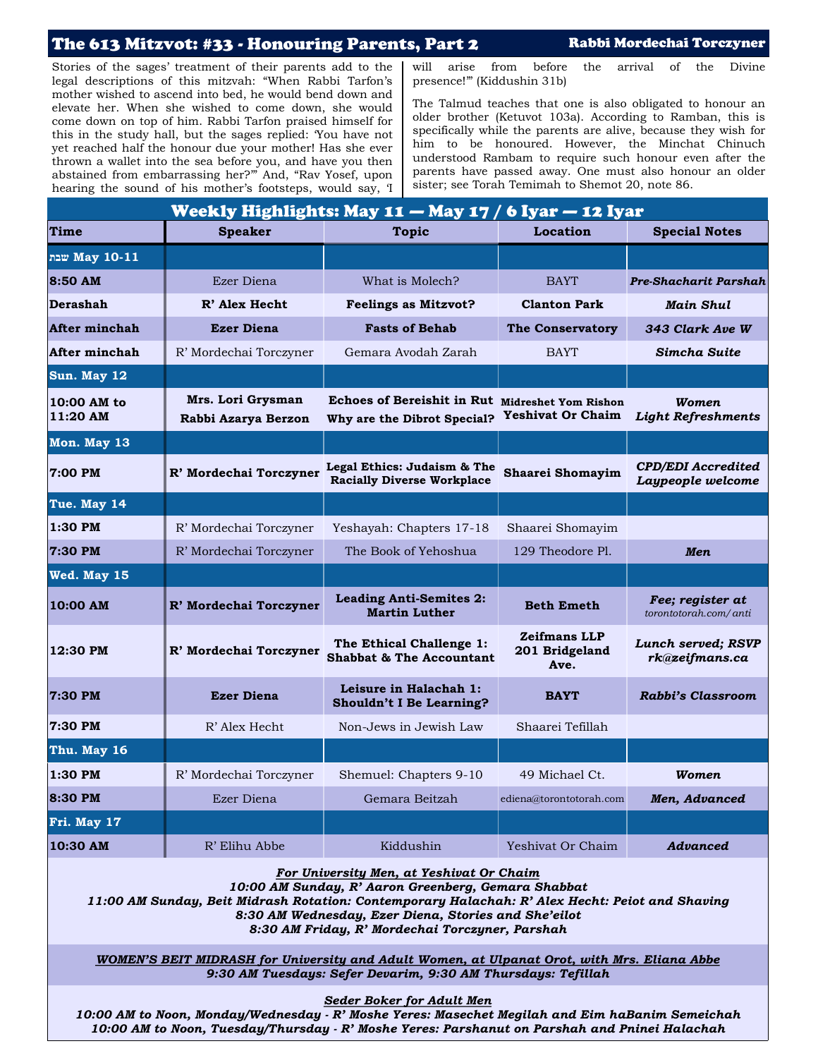## The 613 Mitzvot: #33 - Honouring Parents, Part 2

**Rabbi Mordechai Torczyner**

Stories of the sages' treatment of their parents add to the legal descriptions of this mitzvah: "When Rabbi Tarfon's mother wished to ascend into bed, he would bend down and elevate her. When she wished to come down, she would come down on top of him. Rabbi Tarfon praised himself for this in the study hall, but the sages replied: 'You have not yet reached half the honour due your mother! Has she ever thrown a wallet into the sea before you, and have you then abstained from embarrassing her?'" And, "Rav Yosef, upon hearing the sound of his mother's footsteps, would say, 'I will arise from before the arrival of the Divine presence!'" (Kiddushin 31b)

The Talmud teaches that one is also obligated to honour an older brother (Ketuvot 103a). According to Ramban, this is specifically while the parents are alive, because they wish for him to be honoured. However, the Minchat Chinuch understood Rambam to require such honour even after the parents have passed away. One must also honour an older sister; see Torah Temimah to Shemot 20, note 86.

## Weekly Highlights: May 11 — May 17 / 6 Iyar — 12 Iyar

| Time | Speaker | Topic | Location | Special Notes |
|---|---|---|---|---|
| **שבת May 10-11** | | | | |
| 8:50 AM | Ezer Diena | What is Molech? | BAYT | *Pre-Shacharit Parshah* |
| Derashah | **R' Alex Hecht** | **Feelings as Mitzvot?** | **Clanton Park** | ***Main Shul*** |
| After minchah | **Ezer Diena** | **Fasts of Behab** | **The Conservatory** | ***343 Clark Ave W*** |
| After minchah | R' Mordechai Torczyner | Gemara Avodah Zarah | BAYT | *Simcha Suite* |
| **Sun. May 12** | | | | |
| 10:00 AM to 11:20 AM | **Mrs. Lori Grysman** **Rabbi Azarya Berzon** | **Echoes of Bereishit in Rut** **Why are the Dibrot Special?** | **Midreshet Yom Rishon** **Yeshivat Or Chaim** | ***Women*** ***Light Refreshments*** |
| **Mon. May 13** | | | | |
| 7:00 PM | **R' Mordechai Torczyner** | **Legal Ethics: Judaism & The Racially Diverse Workplace** | **Shaarei Shomayim** | ***CPD/EDI Accredited*** ***Laypeople welcome*** |
| **Tue. May 14** | | | | |
| 1:30 PM | R' Mordechai Torczyner | Yeshayah: Chapters 17-18 | Shaarei Shomayim | |
| 7:30 PM | R' Mordechai Torczyner | The Book of Yehoshua | 129 Theodore Pl. | *Men* |
| **Wed. May 15** | | | | |
| 10:00 AM | **R' Mordechai Torczyner** | **Leading Anti-Semites 2: Martin Luther** | **Beth Emeth** | ***Fee; register at*** *torontotorah.com/anti* |
| 12:30 PM | **R' Mordechai Torczyner** | **The Ethical Challenge 1: Shabbat & The Accountant** | **Zeifmans LLP 201 Bridgeland Ave.** | ***Lunch served; RSVP rk@zeifmans.ca*** |
| 7:30 PM | **Ezer Diena** | **Leisure in Halachah 1: Shouldn't I Be Learning?** | **BAYT** | ***Rabbi's Classroom*** |
| 7:30 PM | R' Alex Hecht | Non-Jews in Jewish Law | Shaarei Tefillah | |
| **Thu. May 16** | | | | |
| 1:30 PM | R' Mordechai Torczyner | Shemuel: Chapters 9-10 | 49 Michael Ct. | *Women* |
| 8:30 PM | Ezer Diena | Gemara Beitzah | ediena@torontotorah.com | *Men, Advanced* |
| **Fri. May 17** | | | | |
| 10:30 AM | R' Elihu Abbe | Kiddushin | Yeshivat Or Chaim | *Advanced* |

***For University Men, at Yeshivat Or Chaim***
*10:00 AM Sunday, R' Aaron Greenberg, Gemara Shabbat*
*11:00 AM Sunday, Beit Midrash Rotation: Contemporary Halachah: R' Alex Hecht: Peiot and Shaving*
*8:30 AM Wednesday, Ezer Diena, Stories and She'eilot*
*8:30 AM Friday, R' Mordechai Torczyner, Parshah*

***WOMEN'S BEIT MIDRASH for University and Adult Women, at Ulpanat Orot, with Mrs. Eliana Abbe***
*9:30 AM Tuesdays: Sefer Devarim, 9:30 AM Thursdays: Tefillah*

***Seder Boker for Adult Men***
*10:00 AM to Noon, Monday/Wednesday - R' Moshe Yeres: Masechet Megilah and Eim haBanim Semeichah*
*10:00 AM to Noon, Tuesday/Thursday - R' Moshe Yeres: Parshanut on Parshah and Pninei Halachah*